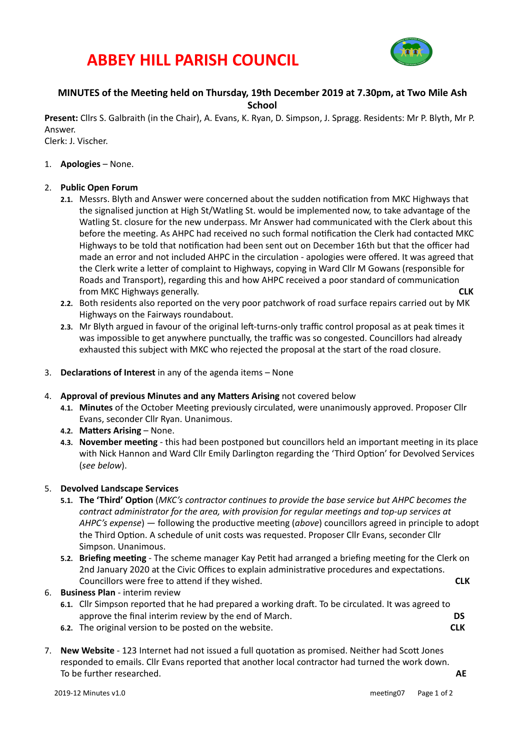# ABBEY HILL PARISH COUNCIL

## MINUTES of the Meeting held on Thursday, 19th December 2019 at 7.30pm, at Two Mile Ash School

**Present:** Cllrs S. Galbraith (in the Chair), A. Evans, K. Ryan, D. Simpson, J. Spragg. Residents: Mr P. Blyth, Mr P. Answer.
Clerk: J. Vischer.

1. **Apologies** – None.

2. **Public Open Forum**
   - **2.1.** Messrs. Blyth and Answer were concerned about the sudden notification from MKC Highways that the signalised junction at High St/Watling St. would be implemented now, to take advantage of the Watling St. closure for the new underpass. Mr Answer had communicated with the Clerk about this before the meeting. As AHPC had received no such formal notification the Clerk had contacted MKC Highways to be told that notification had been sent out on December 16th but that the officer had made an error and not included AHPC in the circulation - apologies were offered. It was agreed that the Clerk write a letter of complaint to Highways, copying in Ward Cllr M Gowans (responsible for Roads and Transport), regarding this and how AHPC received a poor standard of communication from MKC Highways generally. **CLK**
   - **2.2.** Both residents also reported on the very poor patchwork of road surface repairs carried out by MK Highways on the Fairways roundabout.
   - **2.3.** Mr Blyth argued in favour of the original left-turns-only traffic control proposal as at peak times it was impossible to get anywhere punctually, the traffic was so congested. Councillors had already exhausted this subject with MKC who rejected the proposal at the start of the road closure.

3. **Declarations of Interest** in any of the agenda items – None

4. **Approval of previous Minutes and any Matters Arising** not covered below
   - **4.1. Minutes** of the October Meeting previously circulated, were unanimously approved. Proposer Cllr Evans, seconder Cllr Ryan. Unanimous.
   - **4.2. Matters Arising** – None.
   - **4.3. November meeting** - this had been postponed but councillors held an important meeting in its place with Nick Hannon and Ward Cllr Emily Darlington regarding the 'Third Option' for Devolved Services (*see below*).

5. **Devolved Landscape Services**
   - **5.1. The 'Third' Option** (*MKC's contractor continues to provide the base service but AHPC becomes the contract administrator for the area, with provision for regular meetings and top-up services at AHPC's expense*) — following the productive meeting (*above*) councillors agreed in principle to adopt the Third Option. A schedule of unit costs was requested. Proposer Cllr Evans, seconder Cllr Simpson. Unanimous.
   - **5.2. Briefing meeting** - The scheme manager Kay Petit had arranged a briefing meeting for the Clerk on 2nd January 2020 at the Civic Offices to explain administrative procedures and expectations. Councillors were free to attend if they wished. **CLK**

6. **Business Plan** - interim review
   - **6.1.** Cllr Simpson reported that he had prepared a working draft. To be circulated. It was agreed to approve the final interim review by the end of March. **DS**
   - **6.2.** The original version to be posted on the website. **CLK**

7. **New Website** - 123 Internet had not issued a full quotation as promised. Neither had Scott Jones responded to emails. Cllr Evans reported that another local contractor had turned the work down. To be further researched. **AE**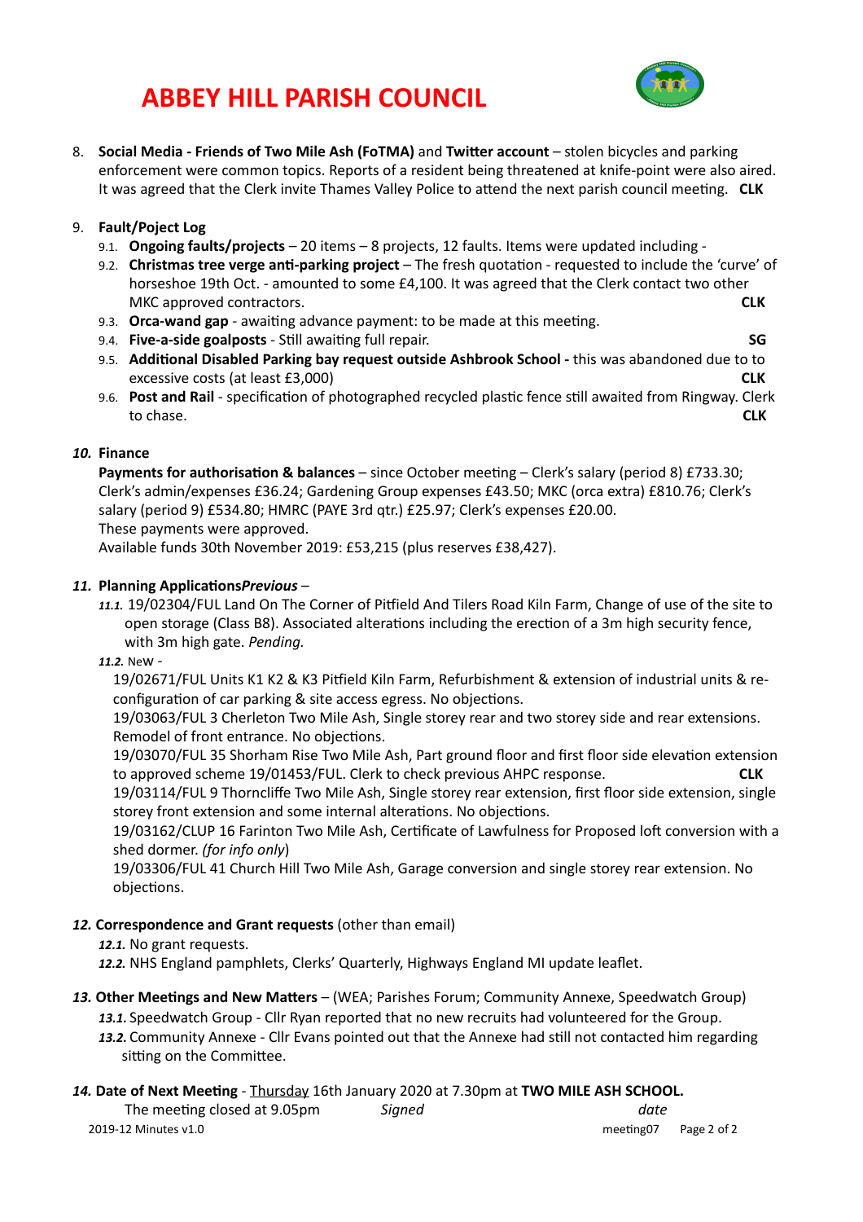# ABBEY HILL PARISH COUNCIL

8. **Social Media - Friends of Two Mile Ash (FoTMA)** and **Twitter account** – stolen bicycles and parking enforcement were common topics. Reports of a resident being threatened at knife-point were also aired. It was agreed that the Clerk invite Thames Valley Police to attend the next parish council meeting. **CLK**

9. **Fault/Poject Log**
   - 9.1. **Ongoing faults/projects** – 20 items – 8 projects, 12 faults. Items were updated including -
   - 9.2. **Christmas tree verge anti-parking project** – The fresh quotation - requested to include the 'curve' of horseshoe 19th Oct. - amounted to some £4,100. It was agreed that the Clerk contact two other MKC approved contractors. **CLK**
   - 9.3. **Orca-wand gap** - awaiting advance payment: to be made at this meeting.
   - 9.4. **Five-a-side goalposts** - Still awaiting full repair. **SG**
   - 9.5. **Additional Disabled Parking bay request outside Ashbrook School -** this was abandoned due to to excessive costs (at least £3,000) **CLK**
   - 9.6. **Post and Rail** - specification of photographed recycled plastic fence still awaited from Ringway. Clerk to chase. **CLK**

***10.*** **Finance**

**Payments for authorisation & balances** – since October meeting – Clerk's salary (period 8) £733.30; Clerk's admin/expenses £36.24; Gardening Group expenses £43.50; MKC (orca extra) £810.76; Clerk's salary (period 9) £534.80; HMRC (PAYE 3rd qtr.) £25.97; Clerk's expenses £20.00.
These payments were approved.
Available funds 30th November 2019: £53,215 (plus reserves £38,427).

***11.*** **Planning Applications*Previous*** –

***11.1.*** 19/02304/FUL Land On The Corner of Pitfield And Tilers Road Kiln Farm, Change of use of the site to open storage (Class B8). Associated alterations including the erection of a 3m high security fence, with 3m high gate. *Pending.*

***11.2.*** New -

19/02671/FUL Units K1 K2 & K3 Pitfield Kiln Farm, Refurbishment & extension of industrial units & re-configuration of car parking & site access egress. No objections.
19/03063/FUL 3 Cherleton Two Mile Ash, Single storey rear and two storey side and rear extensions. Remodel of front entrance. No objections.
19/03070/FUL 35 Shorham Rise Two Mile Ash, Part ground floor and first floor side elevation extension to approved scheme 19/01453/FUL. Clerk to check previous AHPC response. **CLK**
19/03114/FUL 9 Thorncliffe Two Mile Ash, Single storey rear extension, first floor side extension, single storey front extension and some internal alterations. No objections.
19/03162/CLUP 16 Farinton Two Mile Ash, Certificate of Lawfulness for Proposed loft conversion with a shed dormer. *(for info only*)
19/03306/FUL 41 Church Hill Two Mile Ash, Garage conversion and single storey rear extension. No objections.

***12.*** **Correspondence and Grant requests** (other than email)

***12.1.*** No grant requests.
***12.2.*** NHS England pamphlets, Clerks' Quarterly, Highways England MI update leaflet.

***13.*** **Other Meetings and New Matters** – (WEA; Parishes Forum; Community Annexe, Speedwatch Group)

***13.1.*** Speedwatch Group - Cllr Ryan reported that no new recruits had volunteered for the Group.
***13.2.*** Community Annexe - Cllr Evans pointed out that the Annexe had still not contacted him regarding sitting on the Committee.

***14.*** **Date of Next Meeting** - Thursday 16th January 2020 at 7.30pm at **TWO MILE ASH SCHOOL.**

The meeting closed at 9.05pm *Signed* *date*

2019-12 Minutes v1.0 meeting07